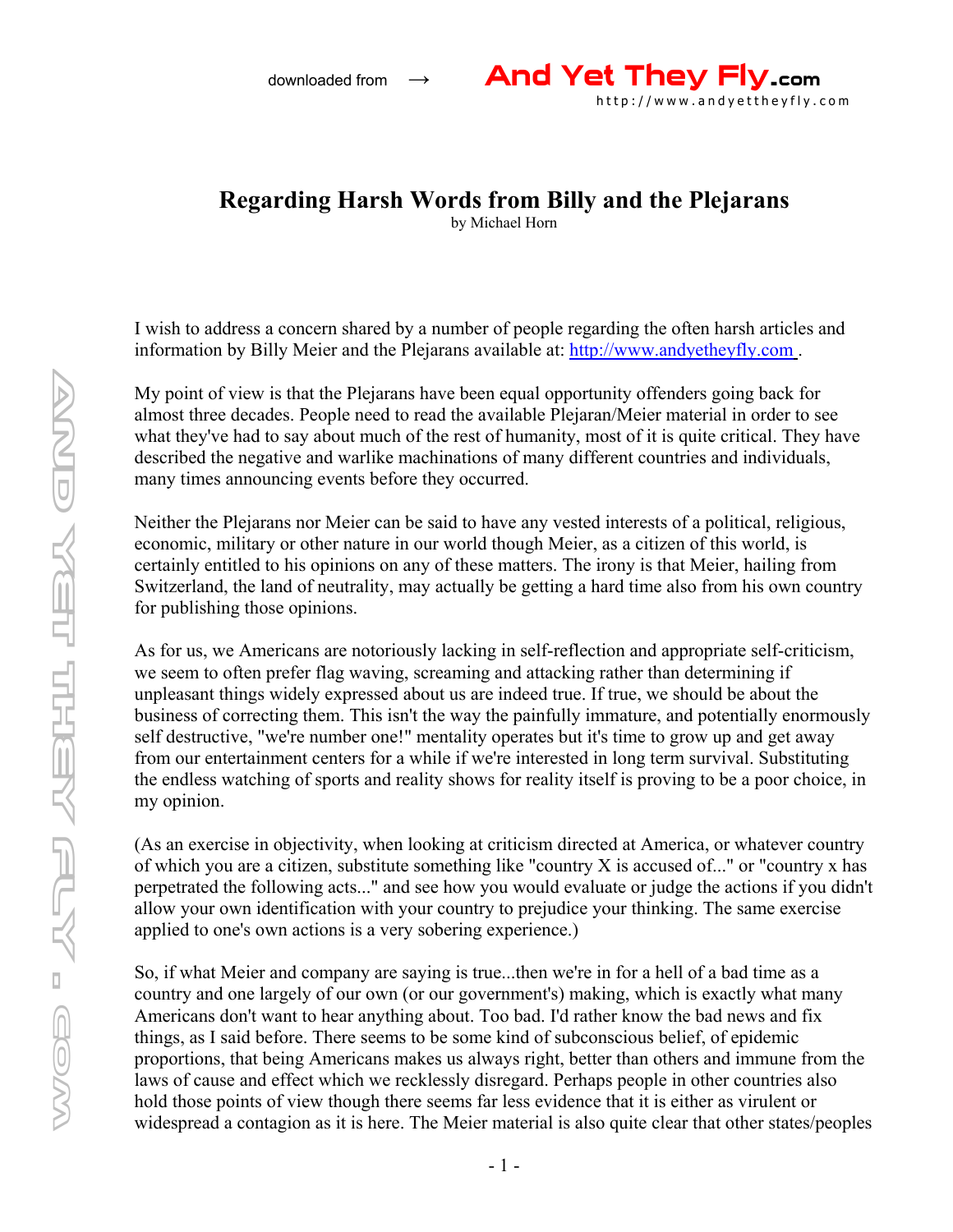# Regarding Harsh Words from Billy and the Plejarans

by Michael Horn

I wish to address a concern shared by a number of people regarding the often harsh articles and information by Billy Meier and the Plejarans available at: [http://www.andyetheyfly.com](http://www.andyetheyfly.com) .

My point of view is that the Plejarans have been equal opportunity offenders going back for almost three decades. People need to read the available Plejaran/Meier material in order to see what they've had to say about much of the rest of humanity, most of it is quite critical. They have described the negative and warlike machinations of many different countries and individuals, many times announcing events before they occurred.

Neither the Plejarans nor Meier can be said to have any vested interests of a political, religious, economic, military or other nature in our world though Meier, as a citizen of this world, is certainly entitled to his opinions on any of these matters. The irony is that Meier, hailing from Switzerland, the land of neutrality, may actually be getting a hard time also from his own country for publishing those opinions.

As for us, we Americans are notoriously lacking in self-reflection and appropriate self-criticism, we seem to often prefer flag waving, screaming and attacking rather than determining if unpleasant things widely expressed about us are indeed true. If true, we should be about the business of correcting them. This isn't the way the painfully immature, and potentially enormously self destructive, "we're number one!" mentality operates but it's time to grow up and get away from our entertainment centers for a while if we're interested in long term survival. Substituting the endless watching of sports and reality shows for reality itself is proving to be a poor choice, in my opinion.

(As an exercise in objectivity, when looking at criticism directed at America, or whatever country of which you are a citizen, substitute something like "country X is accused of..." or "country x has perpetrated the following acts..." and see how you would evaluate or judge the actions if you didn't allow your own identification with your country to prejudice your thinking. The same exercise applied to one's own actions is a very sobering experience.)

So, if what Meier and company are saying is true...then we're in for a hell of a bad time as a country and one largely of our own (or our government's) making, which is exactly what many Americans don't want to hear anything about. Too bad. I'd rather know the bad news and fix things, as I said before. There seems to be some kind of subconscious belief, of epidemic proportions, that being Americans makes us always right, better than others and immune from the laws of cause and effect which we recklessly disregard. Perhaps people in other countries also hold those points of view though there seems far less evidence that it is either as virulent or widespread a contagion as it is here. The Meier material is also quite clear that other states/peoples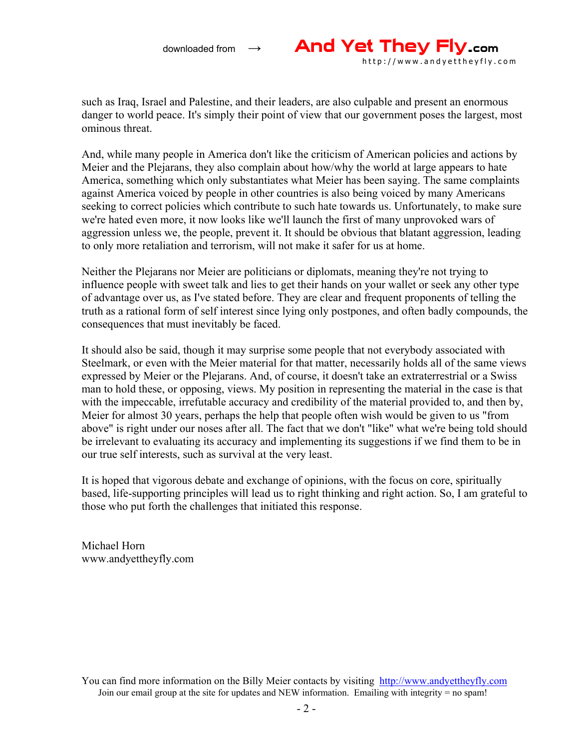such as Iraq, Israel and Palestine, and their leaders, are also culpable and present an enormous danger to world peace. It's simply their point of view that our government poses the largest, most ominous threat.

And, while many people in America don't like the criticism of American policies and actions by Meier and the Plejarans, they also complain about how/why the world at large appears to hate America, something which only substantiates what Meier has been saying. The same complaints against America voiced by people in other countries is also being voiced by many Americans seeking to correct policies which contribute to such hate towards us. Unfortunately, to make sure we're hated even more, it now looks like we'll launch the first of many unprovoked wars of aggression unless we, the people, prevent it. It should be obvious that blatant aggression, leading to only more retaliation and terrorism, will not make it safer for us at home.

Neither the Plejarans nor Meier are politicians or diplomats, meaning they're not trying to influence people with sweet talk and lies to get their hands on your wallet or seek any other type of advantage over us, as I've stated before. They are clear and frequent proponents of telling the truth as a rational form of self interest since lying only postpones, and often badly compounds, the consequences that must inevitably be faced.

It should also be said, though it may surprise some people that not everybody associated with Steelmark, or even with the Meier material for that matter, necessarily holds all of the same views expressed by Meier or the Plejarans. And, of course, it doesn't take an extraterrestrial or a Swiss man to hold these, or opposing, views. My position in representing the material in the case is that with the impeccable, irrefutable accuracy and credibility of the material provided to, and then by, Meier for almost 30 years, perhaps the help that people often wish would be given to us "from above" is right under our noses after all. The fact that we don't "like" what we're being told should be irrelevant to evaluating its accuracy and implementing its suggestions if we find them to be in our true self interests, such as survival at the very least.

It is hoped that vigorous debate and exchange of opinions, with the focus on core, spiritually based, life-supporting principles will lead us to right thinking and right action. So, I am grateful to those who put forth the challenges that initiated this response.

Michael Horn
www.andyettheyfly.com